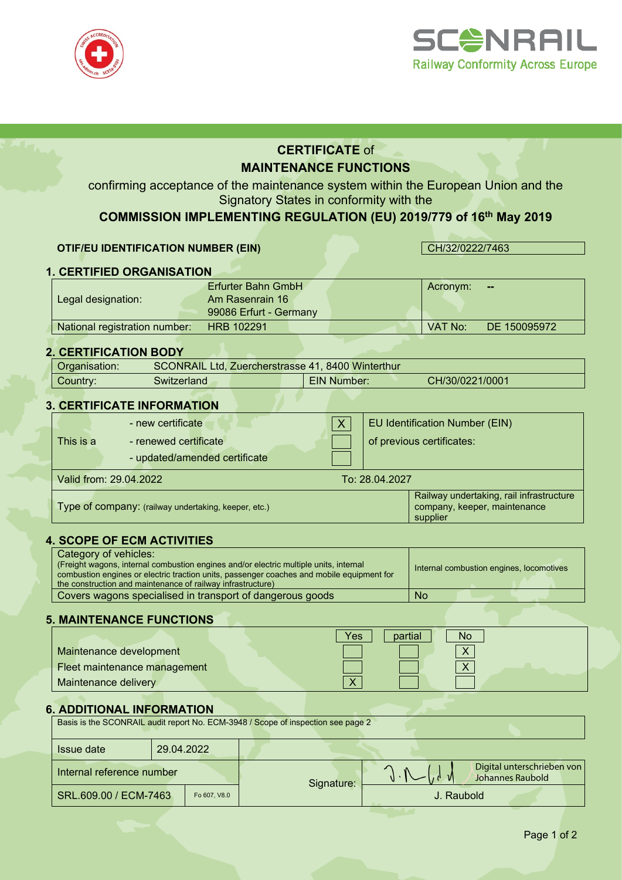# CERTIFICATE of MAINTENANCE FUNCTIONS

confirming acceptance of the maintenance system within the European Union and the Signatory States in conformity with the

**COMMISSION IMPLEMENTING REGULATION (EU) 2019/779 of 16th May 2019**

| **OTIF/EU IDENTIFICATION NUMBER (EIN)** | CH/32/0222/7463 |
|---|---|

## 1. CERTIFIED ORGANISATION

| | | | |
|---|---|---|---|
| Legal designation: | Erfurter Bahn GmbH<br>Am Rasenrain 16<br>99086 Erfurt - Germany | Acronym: | -- |
| National registration number: | HRB 102291 | VAT No: | DE 150095972 |

## 2. CERTIFICATION BODY

| | | | |
|---|---|---|---|
| Organisation: | SCONRAIL Ltd, Zuercherstrasse 41, 8400 Winterthur | | |
| Country: | Switzerland | EIN Number: | CH/30/0221/0001 |

## 3. CERTIFICATE INFORMATION

| | | | |
|---|---|---|---|
| This is a | - new certificate | X | EU Identification Number (EIN) of previous certificates: |
| | - renewed certificate | | |
| | - updated/amended certificate | | |
| Valid from: 29.04.2022 | To: 28.04.2027 | | |
| Type of company: (railway undertaking, keeper, etc.) | | | Railway undertaking, rail infrastructure company, keeper, maintenance supplier |

## 4. SCOPE OF ECM ACTIVITIES

| | |
|---|---|
| Category of vehicles:<br>(Freight wagons, internal combustion engines and/or electric multiple units, internal combustion engines or electric traction units, passenger coaches and mobile equipment for the construction and maintenance of railway infrastructure) | Internal combustion engines, locomotives |
| Covers wagons specialised in transport of dangerous goods | No |

## 5. MAINTENANCE FUNCTIONS

| | Yes | partial | No |
|---|---|---|---|
| Maintenance development | | | X |
| Fleet maintenance management | | | X |
| Maintenance delivery | X | | |

## 6. ADDITIONAL INFORMATION

Basis is the SCONRAIL audit report No. ECM-3948 / Scope of inspection see page 2

| | | | |
|---|---|---|---|
| Issue date | 29.04.2022 | | |
| Internal reference number | | Signature: | Digital unterschrieben von Johannes Raubold |
| SRL.609.00 / ECM-7463 | Fo 607, V8.0 | | J. Raubold |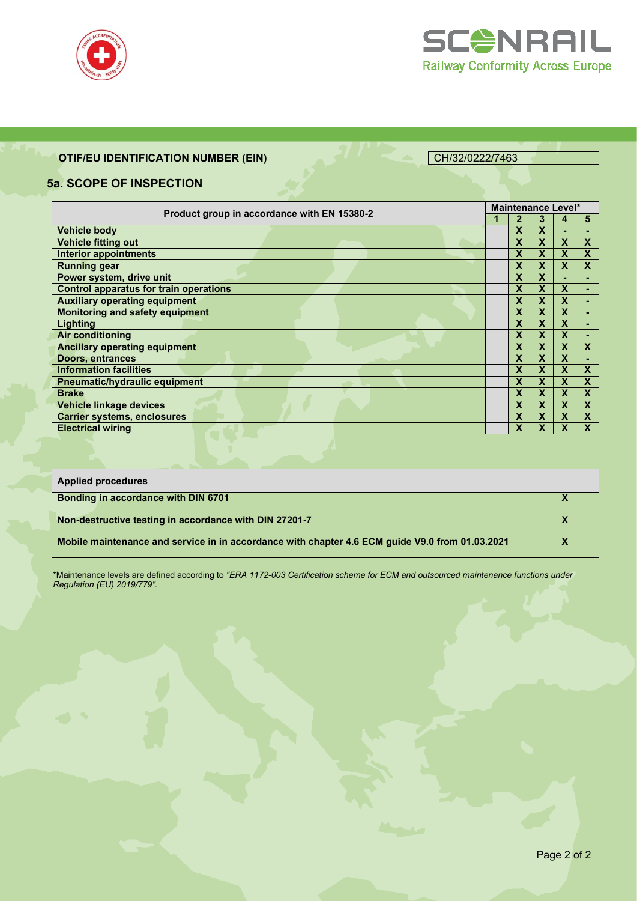**OTIF/EU IDENTIFICATION NUMBER (EIN)** CH/32/0222/7463

## 5a. SCOPE OF INSPECTION

| Product group in accordance with EN 15380-2 | Maintenance Level* | | | | |
|---|---|---|---|---|---|
| | 1 | 2 | 3 | 4 | 5 |
| Vehicle body | | X | X | - | - |
| Vehicle fitting out | | X | X | X | X |
| Interior appointments | | X | X | X | X |
| Running gear | | X | X | X | X |
| Power system, drive unit | | X | X | - | - |
| Control apparatus for train operations | | X | X | X | - |
| Auxiliary operating equipment | | X | X | X | - |
| Monitoring and safety equipment | | X | X | X | - |
| Lighting | | X | X | X | - |
| Air conditioning | | X | X | X | - |
| Ancillary operating equipment | | X | X | X | X |
| Doors, entrances | | X | X | X | - |
| Information facilities | | X | X | X | X |
| Pneumatic/hydraulic equipment | | X | X | X | X |
| Brake | | X | X | X | X |
| Vehicle linkage devices | | X | X | X | X |
| Carrier systems, enclosures | | X | X | X | X |
| Electrical wiring | | X | X | X | X |

| Applied procedures | |
|---|---|
| Bonding in accordance with DIN 6701 | X |
| Non-destructive testing in accordance with DIN 27201-7 | X |
| Mobile maintenance and service in in accordance with chapter 4.6 ECM guide V9.0 from 01.03.2021 | X |

*Maintenance levels are defined according to *"ERA 1172-003 Certification scheme for ECM and outsourced maintenance functions under Regulation (EU) 2019/779".*